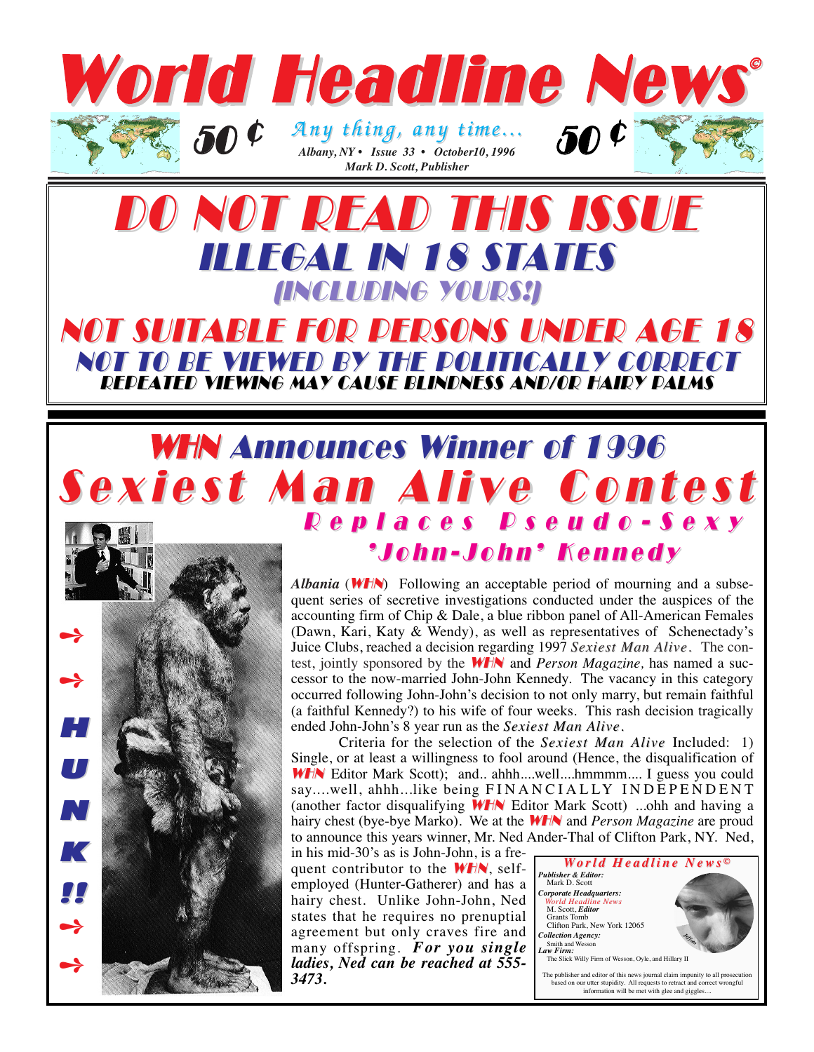# World Headline News©

50 ¢ *Any thing, any time...* 50 ¢

*Albany, NY • Issue 33 • October10, 1996*
*Mark D. Scott, Publisher*

# DO NOT READ THIS ISSUE

## ILLEGAL IN 18 STATES

### (INCLUDING YOURS!)

## NOT SUITABLE FOR PERSONS UNDER AGE 18

### NOT TO BE VIEWED BY THE POLITICALLY CORRECT

#### REPEATED VIEWING MAY CAUSE BLINDNESS AND/OR HAIRY PALMS

## WHN Announces Winner of 1996

# Sexiest Man Alive Contest

### Replaces Pseudo-Sexy 'John-John' Kennedy

→ → HUNK!! → →

*Albania* (**WHN**) Following an acceptable period of mourning and a subsequent series of secretive investigations conducted under the auspices of the accounting firm of Chip & Dale, a blue ribbon panel of All-American Females (Dawn, Kari, Katy & Wendy), as well as representatives of Schenectady's Juice Clubs, reached a decision regarding 1997 *Sexiest Man Alive*. The contest, jointly sponsored by the **WHN** and *Person Magazine,* has named a successor to the now-married John-John Kennedy. The vacancy in this category occurred following John-John's decision to not only marry, but remain faithful (a faithful Kennedy?) to his wife of four weeks. This rash decision tragically ended John-John's 8 year run as the *Sexiest Man Alive*.

Criteria for the selection of the *Sexiest Man Alive* Included: 1) Single, or at least a willingness to fool around (Hence, the disqualification of **WHN** Editor Mark Scott); and.. ahhh....well....hmmmm.... I guess you could say....well, ahhh...like being FINANCIALLY INDEPENDENT (another factor disqualifying **WHN** Editor Mark Scott) ...ohh and having a hairy chest (bye-bye Marko). We at the **WHN** and *Person Magazine* are proud to announce this years winner, Mr. Ned Ander-Thal of Clifton Park, NY. Ned, in his mid-30's as is John-John, is a frequent contributor to the **WHN**, self-employed (Hunter-Gatherer) and has a hairy chest. Unlike John-John, Ned states that he requires no prenuptial agreement but only craves fire and many offspring. ***For you single ladies, Ned can be reached at 555-3473.***

---

**World Headline News©**

***Publisher & Editor:***
Mark D. Scott

***Corporate Headquarters:***
*World Headline News*
M. Scott, ***Editor***
Grants Tomb
Clifton Park, New York 12065

***Collection Agency:***
Smith and Wesson

***Law Firm:***
The Slick Willy Firm of Wesson, Oyle, and Hillary II

The publisher and editor of this news journal claim impunity to all prosecution based on our utter stupidity. All requests to retract and correct wrongful information will be met with glee and giggles....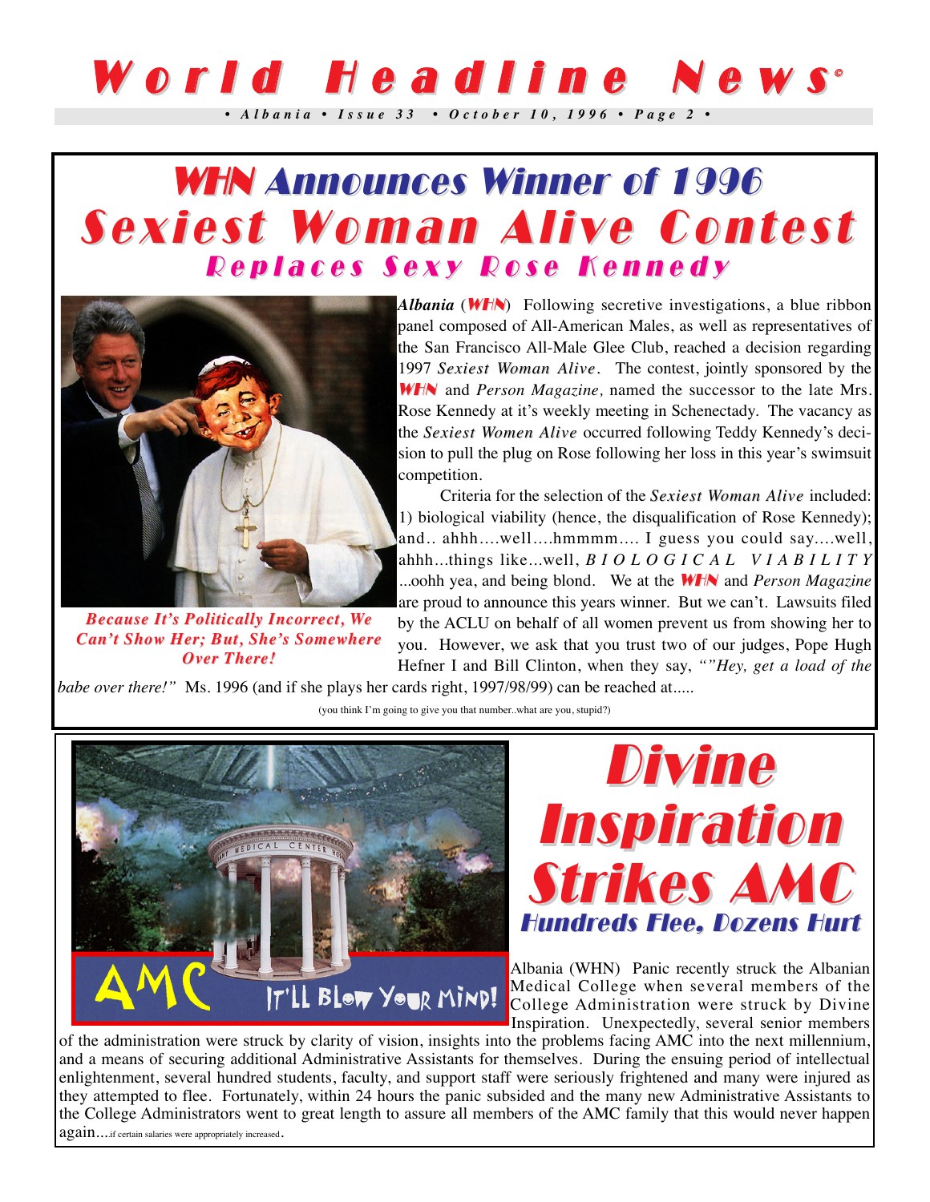# World Headline News©

## WHN Announces Winner of 1996
## Sexiest Woman Alive Contest
### Replaces Sexy Rose Kennedy

*Because It's Politically Incorrect, We Can't Show Her; But, She's Somewhere Over There!*

***Albania*** (***WHN***) Following secretive investigations, a blue ribbon panel composed of All-American Males, as well as representatives of the San Francisco All-Male Glee Club, reached a decision regarding 1997 *Sexiest Woman Alive*. The contest, jointly sponsored by the ***WHN*** and *Person Magazine*, named the successor to the late Mrs. Rose Kennedy at it's weekly meeting in Schenectady. The vacancy as the *Sexiest Women Alive* occurred following Teddy Kennedy's decision to pull the plug on Rose following her loss in this year's swimsuit competition.

Criteria for the selection of the *Sexiest Woman Alive* included: 1) biological viability (hence, the disqualification of Rose Kennedy); and.. ahhh....well....hmmmm.... I guess you could say....well, ahhh...things like...well, *B I O L O G I C A L V I A B I L I T Y* ...oohh yea, and being blond. We at the ***WHN*** and *Person Magazine* are proud to announce this years winner. But we can't. Lawsuits filed by the ACLU on behalf of all women prevent us from showing her to you. However, we ask that you trust two of our judges, Pope Hugh Hefner I and Bill Clinton, when they say, *""Hey, get a load of the babe over there!"* Ms. 1996 (and if she plays her cards right, 1997/98/99) can be reached at.....

(you think I'm going to give you that number..what are you, stupid?)

## Divine Inspiration Strikes AMC
### Hundreds Flee, Dozens Hurt

AMC It'll Blow Your Mind!

Albania (WHN) Panic recently struck the Albanian Medical College when several members of the College Administration were struck by Divine Inspiration. Unexpectedly, several senior members of the administration were struck by clarity of vision, insights into the problems facing AMC into the next millennium, and a means of securing additional Administrative Assistants for themselves. During the ensuing period of intellectual enlightenment, several hundred students, faculty, and support staff were seriously frightened and many were injured as they attempted to flee. Fortunately, within 24 hours the panic subsided and the many new Administrative Assistants to the College Administrators went to great length to assure all members of the AMC family that this would never happen again...if certain salaries were appropriately increased.